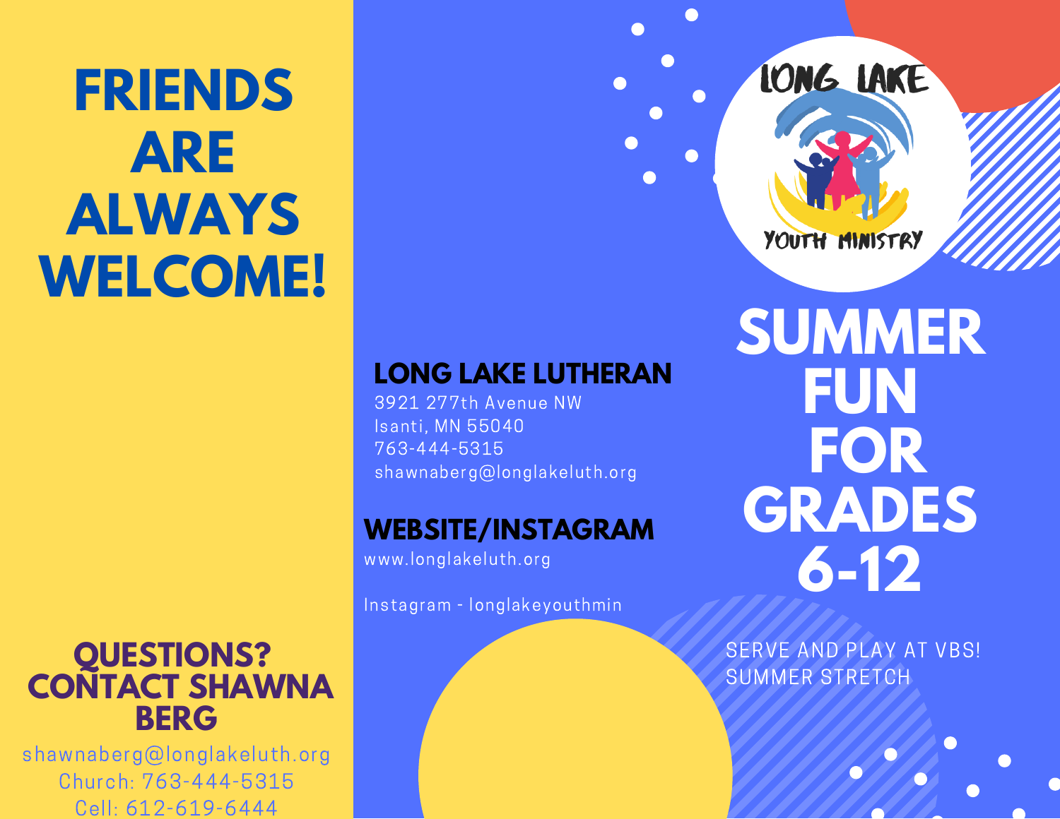# FRIENDS ARE ALWAYS WELCOME!

## QUESTIONS? CONTACT SHAWNA BERG

shawnaberg@longlakeluth.org
Church: 763-444-5315
Cell: 612-619-6444

## LONG LAKE LUTHERAN

3921 277th Avenue NW
Isanti, MN 55040
763-444-5315
shawnaberg@longlakeluth.org

## WEBSITE/INSTAGRAM

www.longlakeluth.org

Instagram - longlakeyouthmin

LONG LAKE YOUTH MINISTRY

# SUMMER FUN FOR GRADES 6-12

SERVE AND PLAY AT VBS!
SUMMER STRETCH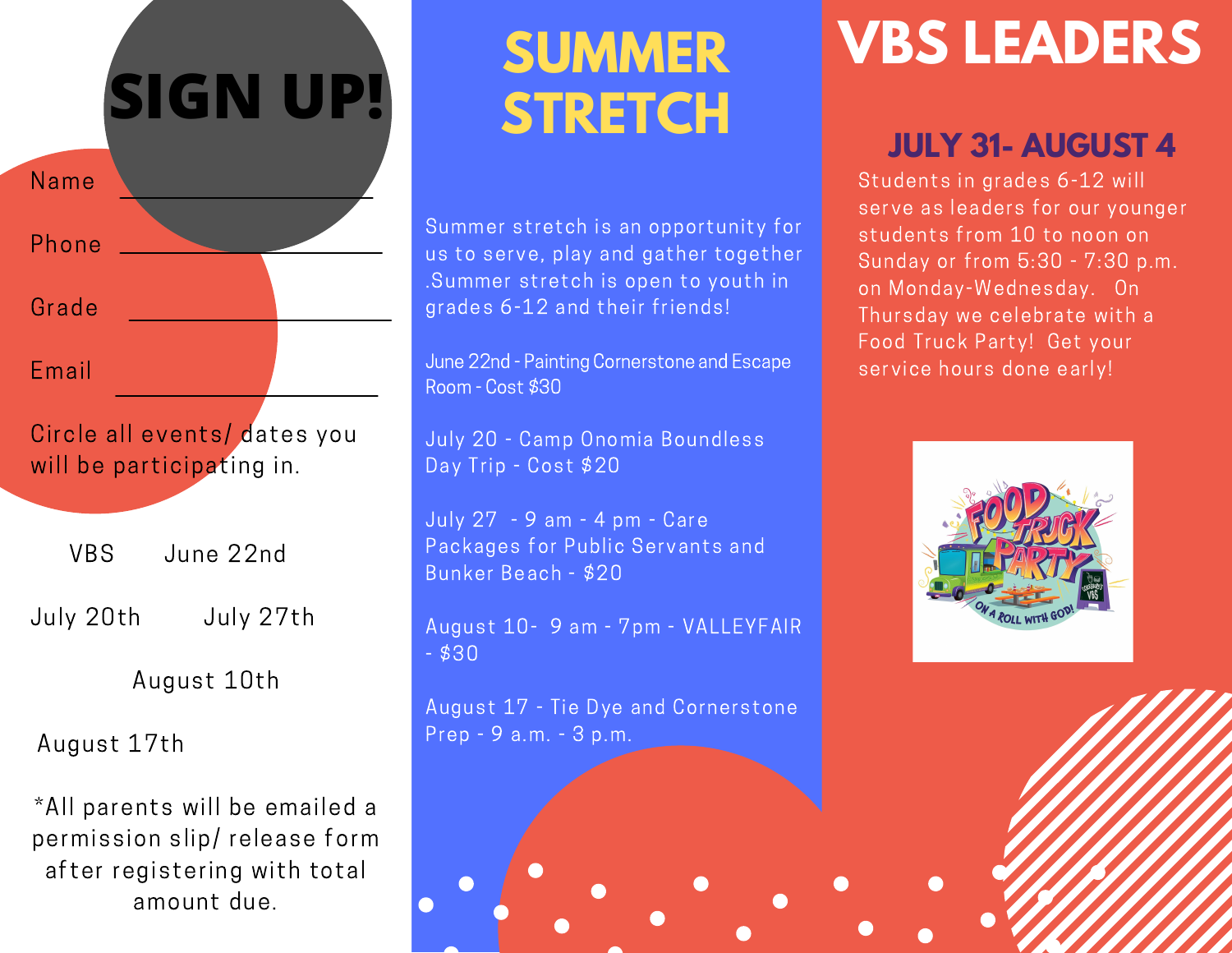# SIGN UP!

Name ____________________

Phone ____________________

Grade ____________________

Email ____________________

Circle all events/ dates you will be participating in.

VBS June 22nd

July 20th July 27th

August 10th

August 17th

*All parents will be emailed a permission slip/ release form after registering with total amount due.

# SUMMER STRETCH

Summer stretch is an opportunity for us to serve, play and gather together .Summer stretch is open to youth in grades 6-12 and their friends!

June 22nd - Painting Cornerstone and Escape Room - Cost $30

July 20 - Camp Onomia Boundless Day Trip - Cost $20

July 27 - 9 am - 4 pm - Care Packages for Public Servants and Bunker Beach - $20

August 10- 9 am - 7pm - VALLEYFAIR - $30

August 17 - Tie Dye and Cornerstone Prep - 9 a.m. - 3 p.m.

# VBS LEADERS

## JULY 31- AUGUST 4

Students in grades 6-12 will serve as leaders for our younger students from 10 to noon on Sunday or from 5:30 - 7:30 p.m. on Monday-Wednesday. On Thursday we celebrate with a Food Truck Party! Get your service hours done early!